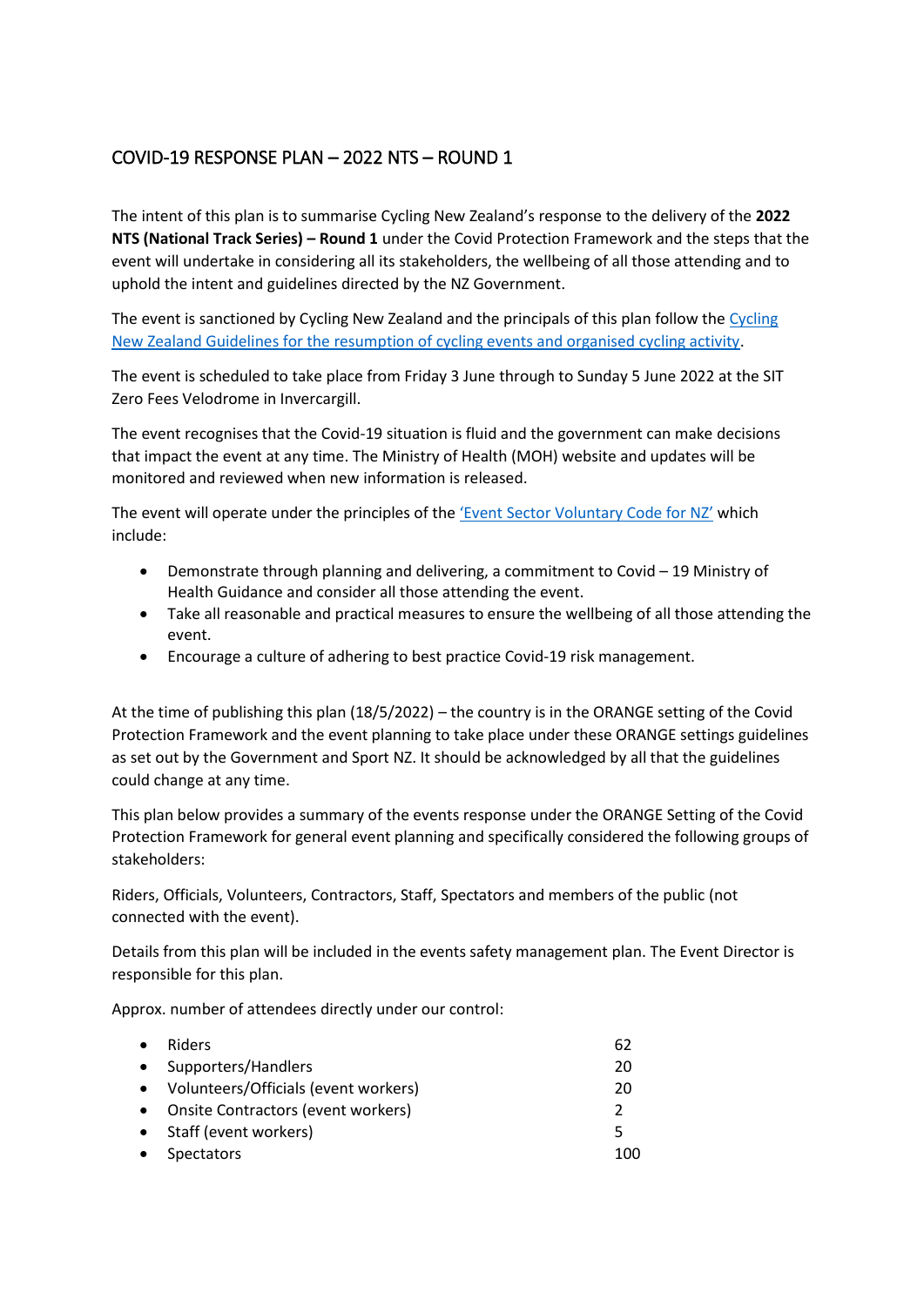# COVID-19 RESPONSE PLAN – 2022 NTS – ROUND 1

The intent of this plan is to summarise Cycling New Zealand's response to the delivery of the **2022 NTS (National Track Series) – Round 1** under the Covid Protection Framework and the steps that the event will undertake in considering all its stakeholders, the wellbeing of all those attending and to uphold the intent and guidelines directed by the NZ Government.

The event is sanctioned by Cycling New Zealand and the principals of this plan follow the Cycling New Zealand Guidelines for the resumption of cycling events and organised cycling activity.

The event is scheduled to take place from Friday 3 June through to Sunday 5 June 2022 at the SIT Zero Fees Velodrome in Invercargill.

The event recognises that the Covid-19 situation is fluid and the government can make decisions that impact the event at any time. The Ministry of Health (MOH) website and updates will be monitored and reviewed when new information is released.

The event will operate under the principles of the 'Event Sector Voluntary Code for NZ' which include:

- Demonstrate through planning and delivering, a commitment to Covid – 19 Ministry of Health Guidance and consider all those attending the event.
- Take all reasonable and practical measures to ensure the wellbeing of all those attending the event.
- Encourage a culture of adhering to best practice Covid-19 risk management.

At the time of publishing this plan (18/5/2022) – the country is in the ORANGE setting of the Covid Protection Framework and the event planning to take place under these ORANGE settings guidelines as set out by the Government and Sport NZ. It should be acknowledged by all that the guidelines could change at any time.

This plan below provides a summary of the events response under the ORANGE Setting of the Covid Protection Framework for general event planning and specifically considered the following groups of stakeholders:

Riders, Officials, Volunteers, Contractors, Staff, Spectators and members of the public (not connected with the event).

Details from this plan will be included in the events safety management plan. The Event Director is responsible for this plan.

Approx. number of attendees directly under our control:

- Riders 62
- Supporters/Handlers 20
- Volunteers/Officials (event workers) 20
- Onsite Contractors (event workers) 2
- Staff (event workers) 5
- Spectators 100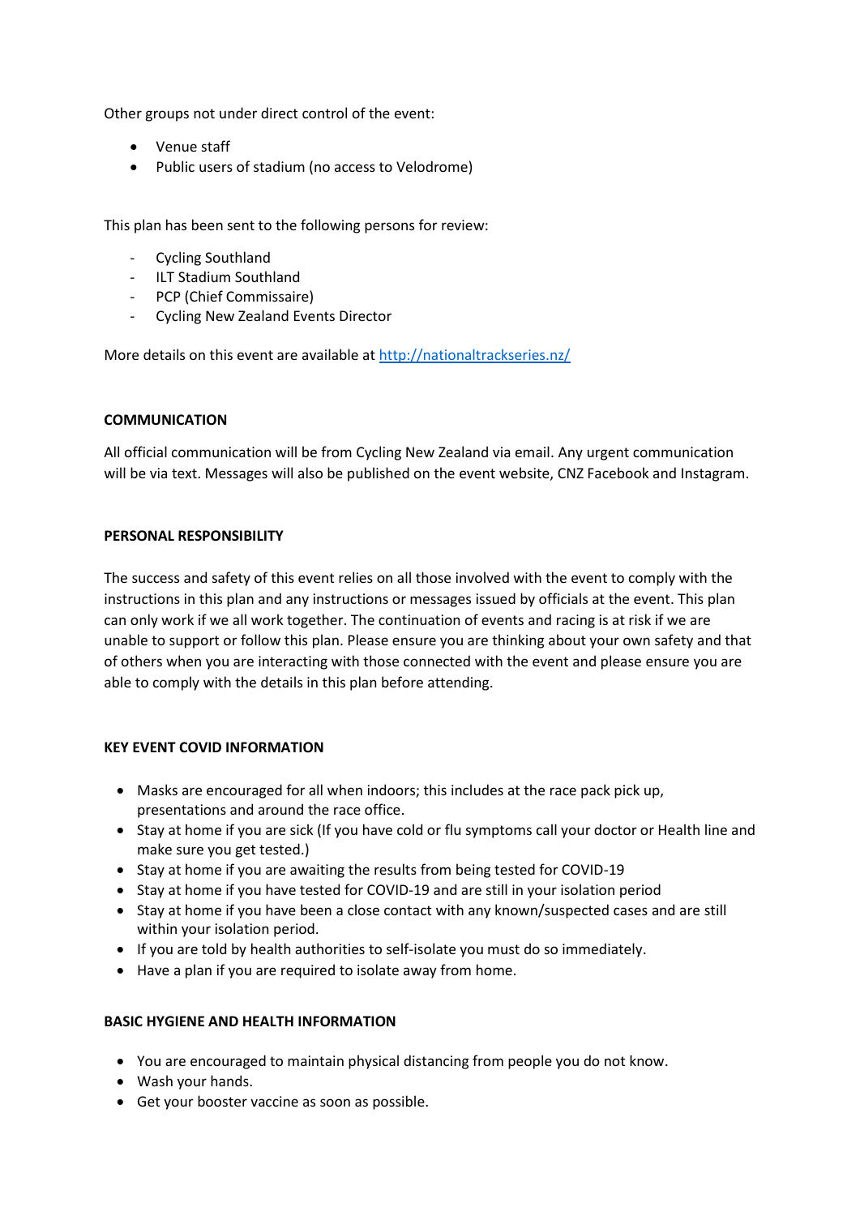Other groups not under direct control of the event:

- Venue staff
- Public users of stadium (no access to Velodrome)

This plan has been sent to the following persons for review:

- Cycling Southland
- ILT Stadium Southland
- PCP (Chief Commissaire)
- Cycling New Zealand Events Director

More details on this event are available at [http://nationaltrackseries.nz/](http://nationaltrackseries.nz/)

**COMMUNICATION**

All official communication will be from Cycling New Zealand via email. Any urgent communication will be via text. Messages will also be published on the event website, CNZ Facebook and Instagram.

**PERSONAL RESPONSIBILITY**

The success and safety of this event relies on all those involved with the event to comply with the instructions in this plan and any instructions or messages issued by officials at the event. This plan can only work if we all work together. The continuation of events and racing is at risk if we are unable to support or follow this plan. Please ensure you are thinking about your own safety and that of others when you are interacting with those connected with the event and please ensure you are able to comply with the details in this plan before attending.

**KEY EVENT COVID INFORMATION**

- Masks are encouraged for all when indoors; this includes at the race pack pick up, presentations and around the race office.
- Stay at home if you are sick (If you have cold or flu symptoms call your doctor or Health line and make sure you get tested.)
- Stay at home if you are awaiting the results from being tested for COVID-19
- Stay at home if you have tested for COVID-19 and are still in your isolation period
- Stay at home if you have been a close contact with any known/suspected cases and are still within your isolation period.
- If you are told by health authorities to self-isolate you must do so immediately.
- Have a plan if you are required to isolate away from home.

**BASIC HYGIENE AND HEALTH INFORMATION**

- You are encouraged to maintain physical distancing from people you do not know.
- Wash your hands.
- Get your booster vaccine as soon as possible.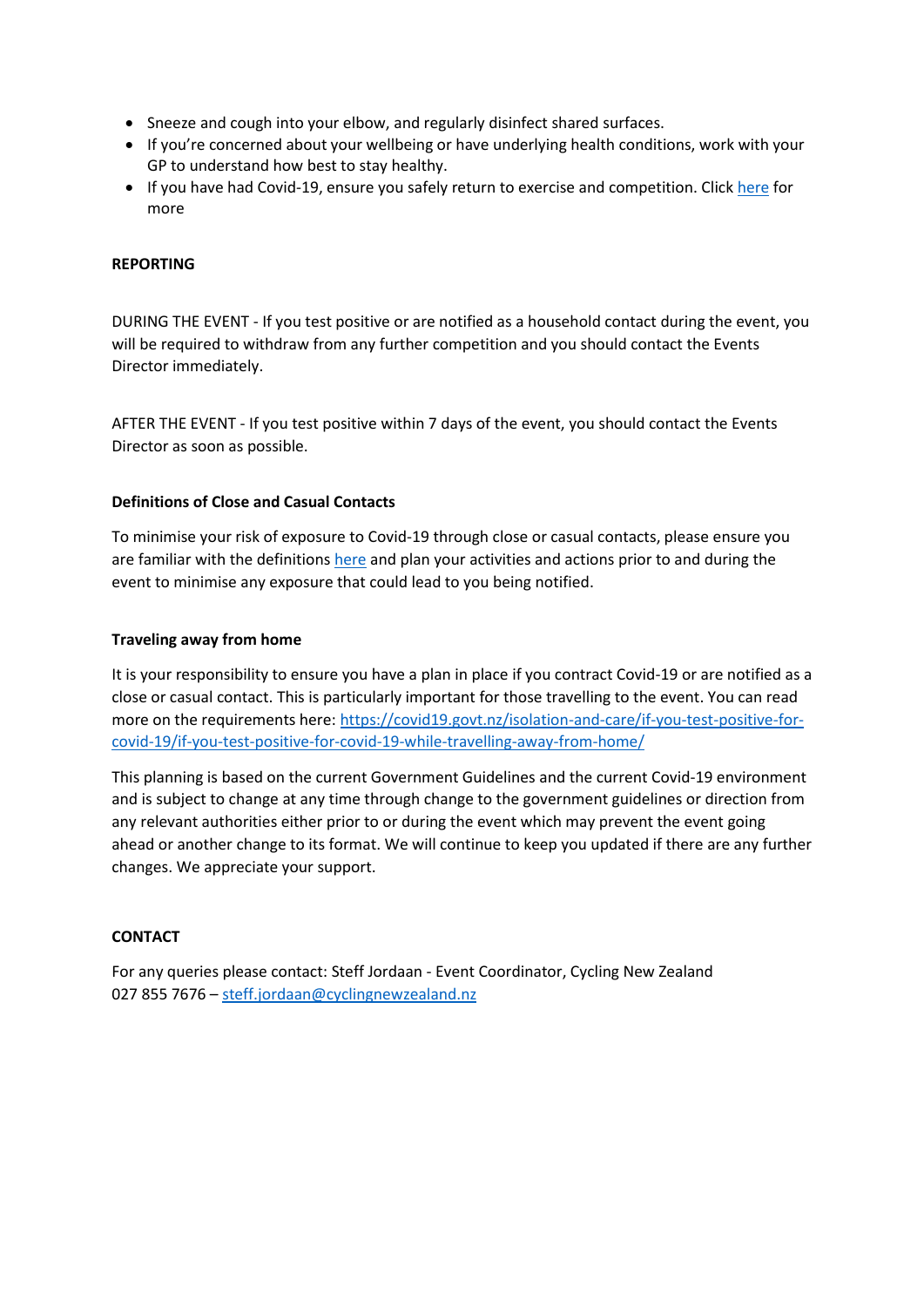- Sneeze and cough into your elbow, and regularly disinfect shared surfaces.
- If you're concerned about your wellbeing or have underlying health conditions, work with your GP to understand how best to stay healthy.
- If you have had Covid-19, ensure you safely return to exercise and competition. Click here for more

**REPORTING**

DURING THE EVENT - If you test positive or are notified as a household contact during the event, you will be required to withdraw from any further competition and you should contact the Events Director immediately.

AFTER THE EVENT - If you test positive within 7 days of the event, you should contact the Events Director as soon as possible.

**Definitions of Close and Casual Contacts**

To minimise your risk of exposure to Covid-19 through close or casual contacts, please ensure you are familiar with the definitions here and plan your activities and actions prior to and during the event to minimise any exposure that could lead to you being notified.

**Traveling away from home**

It is your responsibility to ensure you have a plan in place if you contract Covid-19 or are notified as a close or casual contact. This is particularly important for those travelling to the event. You can read more on the requirements here: https://covid19.govt.nz/isolation-and-care/if-you-test-positive-for-covid-19/if-you-test-positive-for-covid-19-while-travelling-away-from-home/

This planning is based on the current Government Guidelines and the current Covid-19 environment and is subject to change at any time through change to the government guidelines or direction from any relevant authorities either prior to or during the event which may prevent the event going ahead or another change to its format. We will continue to keep you updated if there are any further changes. We appreciate your support.

**CONTACT**

For any queries please contact: Steff Jordaan - Event Coordinator, Cycling New Zealand
027 855 7676 – steff.jordaan@cyclingnewzealand.nz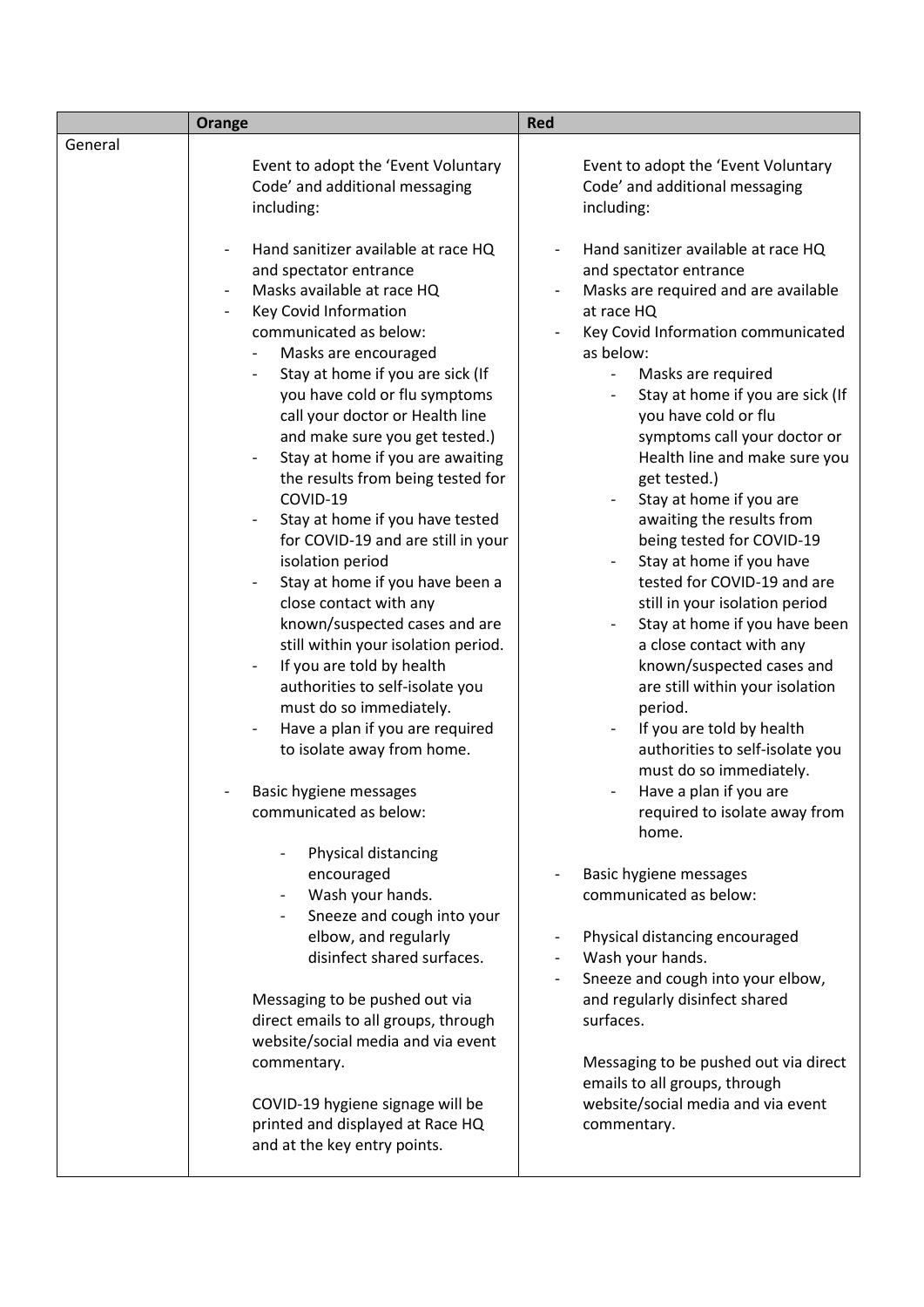| | Orange | Red |
|---|---|---|
| General | Event to adopt the 'Event Voluntary Code' and additional messaging including:<br><br>- Hand sanitizer available at race HQ and spectator entrance<br>- Masks available at race HQ<br>- Key Covid Information communicated as below:<br>&nbsp;&nbsp;- Masks are encouraged<br>&nbsp;&nbsp;- Stay at home if you are sick (If you have cold or flu symptoms call your doctor or Health line and make sure you get tested.)<br>&nbsp;&nbsp;- Stay at home if you are awaiting the results from being tested for COVID-19<br>&nbsp;&nbsp;- Stay at home if you have tested for COVID-19 and are still in your isolation period<br>&nbsp;&nbsp;- Stay at home if you have been a close contact with any known/suspected cases and are still within your isolation period.<br>&nbsp;&nbsp;- If you are told by health authorities to self-isolate you must do so immediately.<br>&nbsp;&nbsp;- Have a plan if you are required to isolate away from home.<br><br>- Basic hygiene messages communicated as below:<br>&nbsp;&nbsp;- Physical distancing encouraged<br>&nbsp;&nbsp;- Wash your hands.<br>&nbsp;&nbsp;- Sneeze and cough into your elbow, and regularly disinfect shared surfaces.<br><br>Messaging to be pushed out via direct emails to all groups, through website/social media and via event commentary.<br><br>COVID-19 hygiene signage will be printed and displayed at Race HQ and at the key entry points. | Event to adopt the 'Event Voluntary Code' and additional messaging including:<br><br>- Hand sanitizer available at race HQ and spectator entrance<br>- Masks are required and are available at race HQ<br>- Key Covid Information communicated as below:<br>&nbsp;&nbsp;- Masks are required<br>&nbsp;&nbsp;- Stay at home if you are sick (If you have cold or flu symptoms call your doctor or Health line and make sure you get tested.)<br>&nbsp;&nbsp;- Stay at home if you are awaiting the results from being tested for COVID-19<br>&nbsp;&nbsp;- Stay at home if you have tested for COVID-19 and are still in your isolation period<br>&nbsp;&nbsp;- Stay at home if you have been a close contact with any known/suspected cases and are still within your isolation period.<br>&nbsp;&nbsp;- If you are told by health authorities to self-isolate you must do so immediately.<br>&nbsp;&nbsp;- Have a plan if you are required to isolate away from home.<br><br>- Basic hygiene messages communicated as below:<br><br>- Physical distancing encouraged<br>- Wash your hands.<br>- Sneeze and cough into your elbow, and regularly disinfect shared surfaces.<br><br>Messaging to be pushed out via direct emails to all groups, through website/social media and via event commentary. |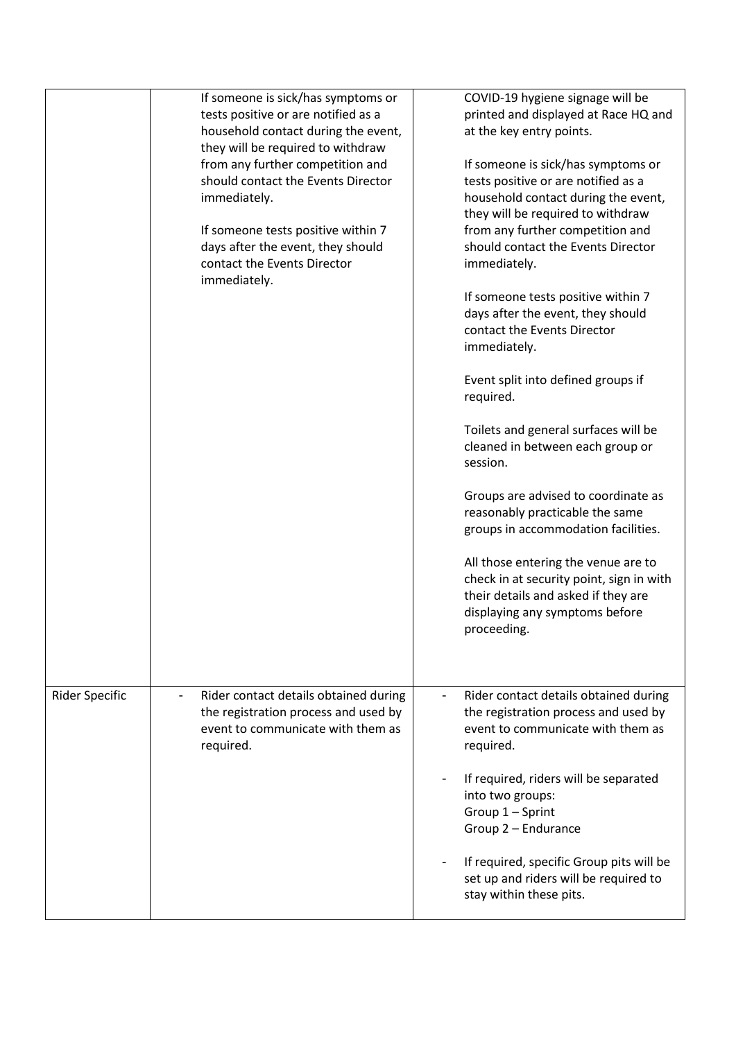| | | |
|---|---|---|
| | If someone is sick/has symptoms or tests positive or are notified as a household contact during the event, they will be required to withdraw from any further competition and should contact the Events Director immediately.<br><br>If someone tests positive within 7 days after the event, they should contact the Events Director immediately. | COVID-19 hygiene signage will be printed and displayed at Race HQ and at the key entry points.<br><br>If someone is sick/has symptoms or tests positive or are notified as a household contact during the event, they will be required to withdraw from any further competition and should contact the Events Director immediately.<br><br>If someone tests positive within 7 days after the event, they should contact the Events Director immediately.<br><br>Event split into defined groups if required.<br><br>Toilets and general surfaces will be cleaned in between each group or session.<br><br>Groups are advised to coordinate as reasonably practicable the same groups in accommodation facilities.<br><br>All those entering the venue are to check in at security point, sign in with their details and asked if they are displaying any symptoms before proceeding. |
| Rider Specific | - Rider contact details obtained during the registration process and used by event to communicate with them as required. | - Rider contact details obtained during the registration process and used by event to communicate with them as required.<br><br>- If required, riders will be separated into two groups:<br>Group 1 – Sprint<br>Group 2 – Endurance<br><br>- If required, specific Group pits will be set up and riders will be required to stay within these pits. |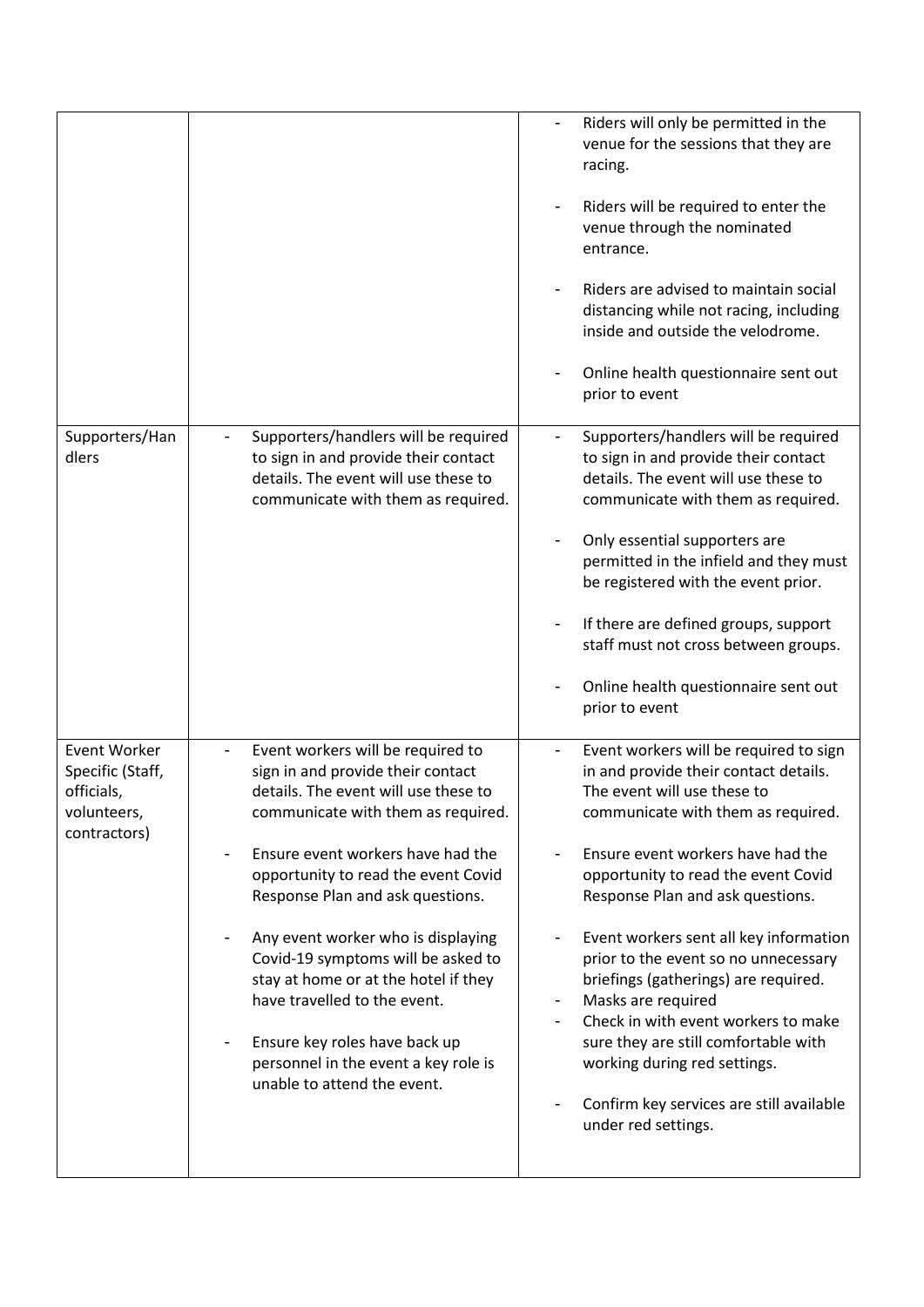| | | |
|---|---|---|
| | | - Riders will only be permitted in the venue for the sessions that they are racing.<br><br>- Riders will be required to enter the venue through the nominated entrance.<br><br>- Riders are advised to maintain social distancing while not racing, including inside and outside the velodrome.<br><br>- Online health questionnaire sent out prior to event |
| Supporters/Handlers | - Supporters/handlers will be required to sign in and provide their contact details. The event will use these to communicate with them as required. | - Supporters/handlers will be required to sign in and provide their contact details. The event will use these to communicate with them as required.<br><br>- Only essential supporters are permitted in the infield and they must be registered with the event prior.<br><br>- If there are defined groups, support staff must not cross between groups.<br><br>- Online health questionnaire sent out prior to event |
| Event Worker Specific (Staff, officials, volunteers, contractors) | - Event workers will be required to sign in and provide their contact details. The event will use these to communicate with them as required.<br><br>- Ensure event workers have had the opportunity to read the event Covid Response Plan and ask questions.<br><br>- Any event worker who is displaying Covid-19 symptoms will be asked to stay at home or at the hotel if they have travelled to the event.<br><br>- Ensure key roles have back up personnel in the event a key role is unable to attend the event. | - Event workers will be required to sign in and provide their contact details. The event will use these to communicate with them as required.<br><br>- Ensure event workers have had the opportunity to read the event Covid Response Plan and ask questions.<br><br>- Event workers sent all key information prior to the event so no unnecessary briefings (gatherings) are required.<br>- Masks are required<br>- Check in with event workers to make sure they are still comfortable with working during red settings.<br><br>- Confirm key services are still available under red settings. |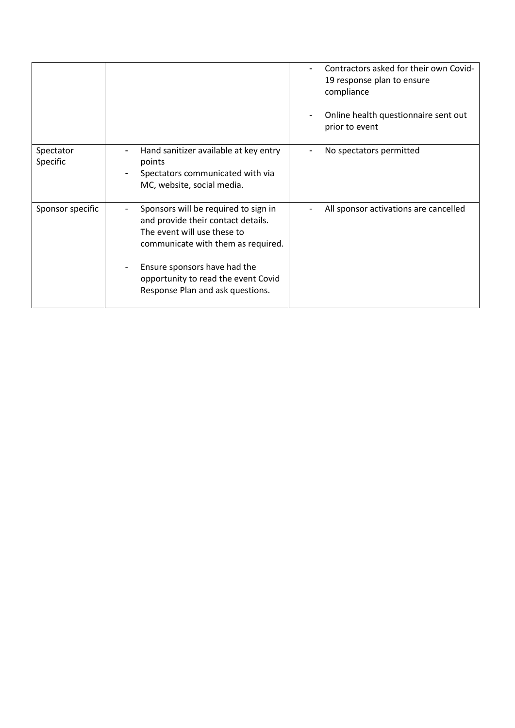| | | |
|---|---|---|
| | | - Contractors asked for their own Covid-19 response plan to ensure compliance<br><br>- Online health questionnaire sent out prior to event |
| Spectator Specific | - Hand sanitizer available at key entry points<br>- Spectators communicated with via MC, website, social media. | - No spectators permitted |
| Sponsor specific | - Sponsors will be required to sign in and provide their contact details. The event will use these to communicate with them as required.<br><br>- Ensure sponsors have had the opportunity to read the event Covid Response Plan and ask questions. | - All sponsor activations are cancelled |